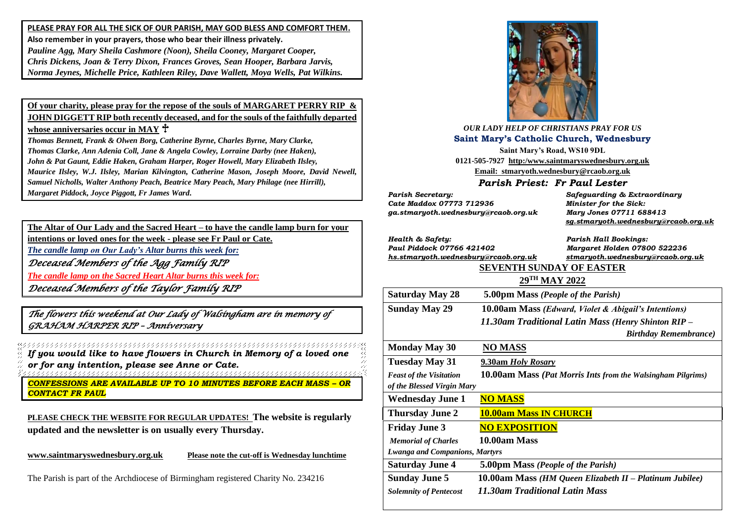**PLEASE PRAY FOR ALL THE SICK OF OUR PARISH, MAY GOD BLESS AND COMFORT THEM.**

**Also remember in your prayers, those who bear their illness privately.**

***Pauline Agg, Mary Sheila Cashmore (Noon), Sheila Cooney, Margaret Cooper, Chris Dickens, Joan & Terry Dixon, Frances Groves, Sean Hooper, Barbara Jarvis, Norma Jeynes, Michelle Price, Kathleen Riley, Dave Wallett, Moya Wells, Pat Wilkins.***

**Of your charity, please pray for the repose of the souls of MARGARET PERRY RIP & JOHN DIGGETT RIP both recently deceased, and for the souls of the faithfully departed whose anniversaries occur in MAY** ☦

***Thomas Bennett, Frank & Olwen Borg, Catherine Byrne, Charles Byrne, Mary Clarke, Thomas Clarke, Ann Adenia Coll, Jane & Angela Cowley, Lorraine Darby (nee Haken), John & Pat Gaunt, Eddie Haken, Graham Harper, Roger Howell, Mary Elizabeth Ilsley, Maurice Ilsley, W.J. Ilsley, Marian Kilvington, Catherine Mason, Joseph Moore, David Newell, Samuel Nicholls, Walter Anthony Peach, Beatrice Mary Peach, Mary Philage (nee Hirrill), Margaret Piddock, Joyce Piggott, Fr James Ward.***

**The Altar of Our Lady and the Sacred Heart – to have the candle lamp burn for your intentions or loved ones for the week - please see Fr Paul or Cate.**

*The candle lamp on Our Lady's Altar burns this week for:*

*Deceased Members of the Agg Family RIP*

*The candle lamp on the Sacred Heart Altar burns this week for:*

*Deceased Members of the Taylor Family RIP*

*The flowers this weekend at Our Lady of Walsingham are in memory of GRAHAM HARPER RIP – Anniversary*

***If you would like to have flowers in Church in Memory of a loved one or for any intention, please see Anne or Cate.***

***CONFESSIONS ARE AVAILABLE UP TO 10 MINUTES BEFORE EACH MASS – OR CONTACT FR PAUL***

**PLEASE CHECK THE WEBSITE FOR REGULAR UPDATES! The website is regularly updated and the newsletter is on usually every Thursday.**

**www.saintmaryswednesbury.org.uk** **Please note the cut-off is Wednesday lunchtime**

The Parish is part of the Archdiocese of Birmingham registered Charity No. 234216

*OUR LADY HELP OF CHRISTIANS PRAY FOR US*

## Saint Mary's Catholic Church, Wednesbury

**Saint Mary's Road, WS10 9DL**

**0121-505-7927 http:/www.saintmaryswednesbury.org.uk**

**Email: stmaryoth.wednesbury@rcaob.org.uk**

### *Parish Priest: Fr Paul Lester*

***Parish Secretary:***
***Cate Maddox 07773 712936***
***ga.stmaryoth.wednesbury@rcaob.org.uk***

***Safeguarding & Extraordinary Minister for the Sick:***
***Mary Jones 07711 688413***
***sg.stmaryoth.wednesbury@rcaob.org.uk***

***Health & Safety:***
***Paul Piddock 07766 421402***
***hs.stmaryoth.wednesbury@rcaob.org.uk***

***Parish Hall Bookings:***
***Margaret Holden 07800 522236***
***stmaryoth.wednesbury@rcaob.org.uk***

**SEVENTH SUNDAY OF EASTER**

**29TH MAY 2022**

| | |
|---|---|
| **Saturday May 28** | **5.00pm Mass** *(People of the Parish)* |
| **Sunday May 29** | **10.00am Mass** *(Edward, Violet & Abigail's Intentions)*<br>*11.30am Traditional Latin Mass (Henry Shinton RIP – Birthday Remembrance)* |
| **Monday May 30** | **NO MASS** |
| **Tuesday May 31**<br>*Feast of the Visitation of the Blessed Virgin Mary* | **9.30am** ***Holy Rosary***<br>**10.00am Mass** *(Pat Morris Ints from the Walsingham Pilgrims)* |
| **Wednesday June 1** | **NO MASS** |
| **Thursday June 2** | **10.00am Mass IN CHURCH** |
| **Friday June 3**<br>*Memorial of Charles Lwanga and Companions, Martyrs* | **NO EXPOSITION**<br>**10.00am Mass** |
| **Saturday June 4** | **5.00pm Mass** *(People of the Parish)* |
| **Sunday June 5**<br>*Solemnity of Pentecost* | **10.00am Mass** *(HM Queen Elizabeth II – Platinum Jubilee)*<br>*11.30am Traditional Latin Mass* |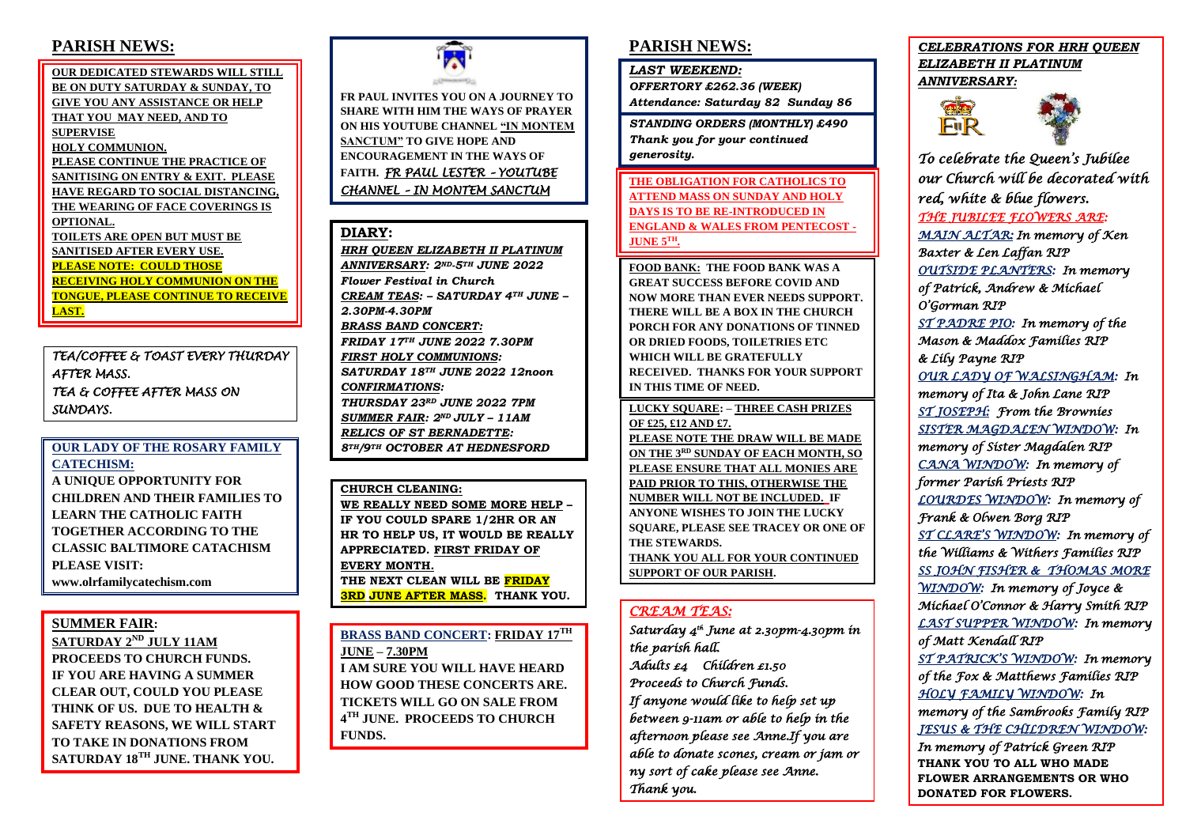# PARISH NEWS:

**OUR DEDICATED STEWARDS WILL STILL BE ON DUTY SATURDAY & SUNDAY, TO GIVE YOU ANY ASSISTANCE OR HELP THAT YOU MAY NEED, AND TO SUPERVISE HOLY COMMUNION.**
**PLEASE CONTINUE THE PRACTICE OF SANITISING ON ENTRY & EXIT. PLEASE HAVE REGARD TO SOCIAL DISTANCING, THE WEARING OF FACE COVERINGS IS OPTIONAL.**
**TOILETS ARE OPEN BUT MUST BE SANITISED AFTER EVERY USE.**
**PLEASE NOTE: COULD THOSE RECEIVING HOLY COMMUNION ON THE TONGUE, PLEASE CONTINUE TO RECEIVE LAST.**

*TEA/COFFEE & TOAST EVERY THURDAY AFTER MASS.*
*TEA & COFFEE AFTER MASS ON SUNDAYS.*

**OUR LADY OF THE ROSARY FAMILY CATECHISM:**
**A UNIQUE OPPORTUNITY FOR CHILDREN AND THEIR FAMILIES TO LEARN THE CATHOLIC FAITH TOGETHER ACCORDING TO THE CLASSIC BALTIMORE CATACHISM**
**PLEASE VISIT:**
**www.olrfamilycatechism.com**

**SUMMER FAIR:**
**SATURDAY 2ND JULY 11AM**
**PROCEEDS TO CHURCH FUNDS.**
**IF YOU ARE HAVING A SUMMER CLEAR OUT, COULD YOU PLEASE THINK OF US. DUE TO HEALTH & SAFETY REASONS, WE WILL START TO TAKE IN DONATIONS FROM SATURDAY 18TH JUNE. THANK YOU.**

**FR PAUL INVITES YOU ON A JOURNEY TO SHARE WITH HIM THE WAYS OF PRAYER ON HIS YOUTUBE CHANNEL "IN MONTEM SANCTUM" TO GIVE HOPE AND ENCOURAGEMENT IN THE WAYS OF FAITH.** *FR PAUL LESTER – YOUTUBE CHANNEL – IN MONTEM SANCTUM*

## DIARY:

*HRH QUEEN ELIZABETH II PLATINUM ANNIVERSARY: 2ND-5TH JUNE 2022*
*Flower Festival in Church*
*CREAM TEAS: – SATURDAY 4TH JUNE – 2.30PM-4.30PM*
*BRASS BAND CONCERT:*
*FRIDAY 17TH JUNE 2022 7.30PM*
*FIRST HOLY COMMUNIONS:*
*SATURDAY 18TH JUNE 2022 12noon*
*CONFIRMATIONS:*
*THURSDAY 23RD JUNE 2022 7PM*
*SUMMER FAIR: 2ND JULY – 11AM*
*RELICS OF ST BERNADETTE:*
*8TH/9TH OCTOBER AT HEDNESFORD*

**CHURCH CLEANING:**
**WE REALLY NEED SOME MORE HELP – IF YOU COULD SPARE 1/2HR OR AN HR TO HELP US, IT WOULD BE REALLY APPRECIATED. FIRST FRIDAY OF EVERY MONTH.**
**THE NEXT CLEAN WILL BE FRIDAY 3RD JUNE AFTER MASS. THANK YOU.**

**BRASS BAND CONCERT: FRIDAY 17TH JUNE – 7.30PM**
**I AM SURE YOU WILL HAVE HEARD HOW GOOD THESE CONCERTS ARE. TICKETS WILL GO ON SALE FROM 4TH JUNE. PROCEEDS TO CHURCH FUNDS.**

# PARISH NEWS:

*LAST WEEKEND:*
*OFFERTORY £262.36 (WEEK)*
*Attendance: Saturday 82 Sunday 86*

*STANDING ORDERS (MONTHLY) £490*
*Thank you for your continued generosity.*

**THE OBLIGATION FOR CATHOLICS TO ATTEND MASS ON SUNDAY AND HOLY DAYS IS TO BE RE-INTRODUCED IN ENGLAND & WALES FROM PENTECOST - JUNE 5TH.**

**FOOD BANK: THE FOOD BANK WAS A GREAT SUCCESS BEFORE COVID AND NOW MORE THAN EVER NEEDS SUPPORT. THERE WILL BE A BOX IN THE CHURCH PORCH FOR ANY DONATIONS OF TINNED OR DRIED FOODS, TOILETRIES ETC WHICH WILL BE GRATEFULLY RECEIVED. THANKS FOR YOUR SUPPORT IN THIS TIME OF NEED.**

**LUCKY SQUARE: – THREE CASH PRIZES OF £25, £12 AND £7.**
**PLEASE NOTE THE DRAW WILL BE MADE ON THE 3RD SUNDAY OF EACH MONTH, SO PLEASE ENSURE THAT ALL MONIES ARE PAID PRIOR TO THIS, OTHERWISE THE NUMBER WILL NOT BE INCLUDED. IF ANYONE WISHES TO JOIN THE LUCKY SQUARE, PLEASE SEE TRACEY OR ONE OF THE STEWARDS.**
**THANK YOU ALL FOR YOUR CONTINUED SUPPORT OF OUR PARISH.**

*CREAM TEAS:*
*Saturday 4th June at 2.30pm-4.30pm in the parish hall.*
*Adults £4 Children £1.50*
*Proceeds to Church Funds.*
*If anyone would like to help set up between 9-11am or able to help in the afternoon please see Anne. If you are able to donate scones, cream or jam or ny sort of cake please see Anne.*
*Thank you.*

***CELEBRATIONS FOR HRH QUEEN ELIZABETH II PLATINUM ANNIVERSARY:***

*To celebrate the Queen's Jubilee our Church will be decorated with red, white & blue flowers.*
*THE JUBILEE FLOWERS ARE:*
*MAIN ALTAR: In memory of Ken Baxter & Len Laffan RIP*
*OUTSIDE PLANTERS: In memory of Patrick, Andrew & Michael O'Gorman RIP*
*ST PADRE PIO: In memory of the Mason & Maddox Families RIP & Lily Payne RIP*
*OUR LADY OF WALSINGHAM: In memory of Ita & John Lane RIP*
*ST JOSEPH: From the Brownies*
*SISTER MAGDALEN WINDOW: In memory of Sister Magdalen RIP*
*CANA WINDOW: In memory of former Parish Priests RIP*
*LOURDES WINDOW: In memory of Frank & Olwen Borg RIP*
*ST CLARE'S WINDOW: In memory of the Williams & Withers Families RIP*
*SS JOHN FISHER & THOMAS MORE WINDOW: In memory of Joyce & Michael O'Connor & Harry Smith RIP*
*LAST SUPPER WINDOW: In memory of Matt Kendall RIP*
*ST PATRICK'S WINDOW: In memory of the Fox & Matthews Families RIP*
*HOLY FAMILY WINDOW: In memory of the Sambrooks Family RIP*
*JESUS & THE CHILDREN WINDOW: In memory of Patrick Green RIP*
**THANK YOU TO ALL WHO MADE FLOWER ARRANGEMENTS OR WHO DONATED FOR FLOWERS.**